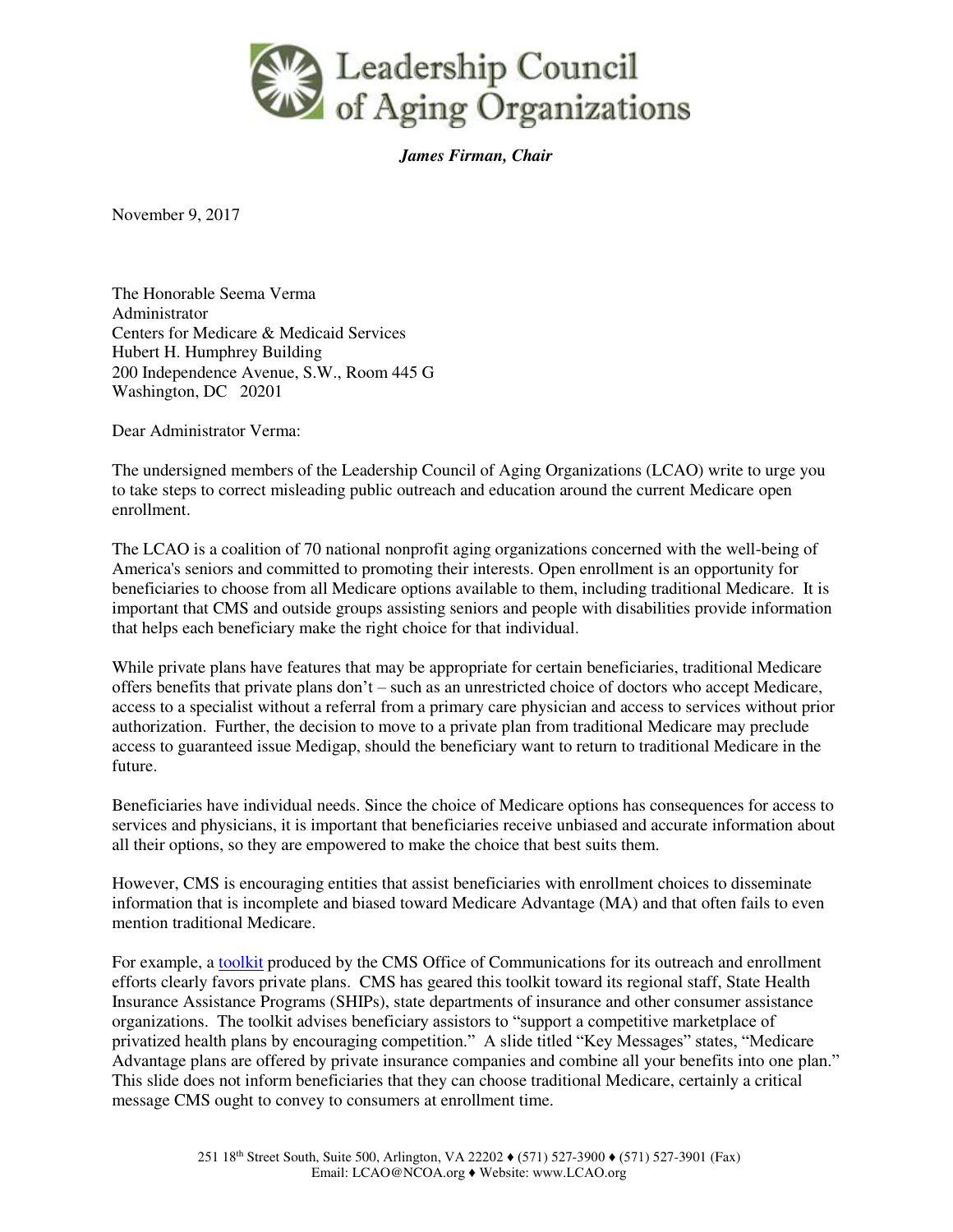# Leadership Council of Aging Organizations

***James Firman, Chair***

November 9, 2017

The Honorable Seema Verma
Administrator
Centers for Medicare & Medicaid Services
Hubert H. Humphrey Building
200 Independence Avenue, S.W., Room 445 G
Washington, DC 20201

Dear Administrator Verma:

The undersigned members of the Leadership Council of Aging Organizations (LCAO) write to urge you to take steps to correct misleading public outreach and education around the current Medicare open enrollment.

The LCAO is a coalition of 70 national nonprofit aging organizations concerned with the well-being of America's seniors and committed to promoting their interests. Open enrollment is an opportunity for beneficiaries to choose from all Medicare options available to them, including traditional Medicare. It is important that CMS and outside groups assisting seniors and people with disabilities provide information that helps each beneficiary make the right choice for that individual.

While private plans have features that may be appropriate for certain beneficiaries, traditional Medicare offers benefits that private plans don't – such as an unrestricted choice of doctors who accept Medicare, access to a specialist without a referral from a primary care physician and access to services without prior authorization. Further, the decision to move to a private plan from traditional Medicare may preclude access to guaranteed issue Medigap, should the beneficiary want to return to traditional Medicare in the future.

Beneficiaries have individual needs. Since the choice of Medicare options has consequences for access to services and physicians, it is important that beneficiaries receive unbiased and accurate information about all their options, so they are empowered to make the choice that best suits them.

However, CMS is encouraging entities that assist beneficiaries with enrollment choices to disseminate information that is incomplete and biased toward Medicare Advantage (MA) and that often fails to even mention traditional Medicare.

For example, a toolkit produced by the CMS Office of Communications for its outreach and enrollment efforts clearly favors private plans. CMS has geared this toolkit toward its regional staff, State Health Insurance Assistance Programs (SHIPs), state departments of insurance and other consumer assistance organizations. The toolkit advises beneficiary assistors to "support a competitive marketplace of privatized health plans by encouraging competition." A slide titled "Key Messages" states, "Medicare Advantage plans are offered by private insurance companies and combine all your benefits into one plan." This slide does not inform beneficiaries that they can choose traditional Medicare, certainly a critical message CMS ought to convey to consumers at enrollment time.

251 18th Street South, Suite 500, Arlington, VA 22202 ♦ (571) 527-3900 ♦ (571) 527-3901 (Fax)
Email: LCAO@NCOA.org ♦ Website: www.LCAO.org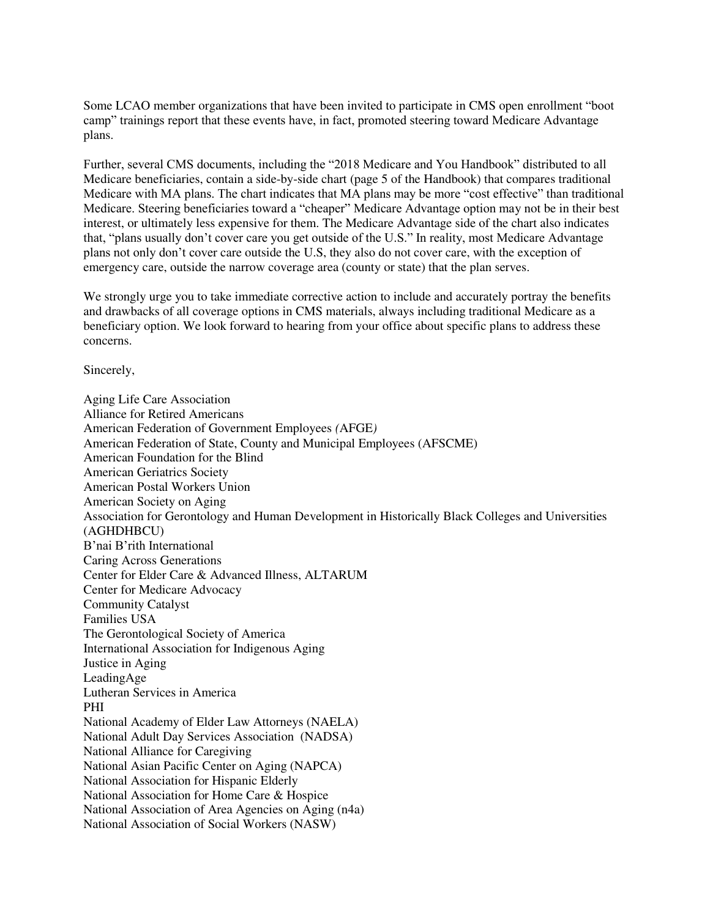Some LCAO member organizations that have been invited to participate in CMS open enrollment "boot camp" trainings report that these events have, in fact, promoted steering toward Medicare Advantage plans.

Further, several CMS documents, including the "2018 Medicare and You Handbook" distributed to all Medicare beneficiaries, contain a side-by-side chart (page 5 of the Handbook) that compares traditional Medicare with MA plans. The chart indicates that MA plans may be more "cost effective" than traditional Medicare. Steering beneficiaries toward a "cheaper" Medicare Advantage option may not be in their best interest, or ultimately less expensive for them. The Medicare Advantage side of the chart also indicates that, "plans usually don't cover care you get outside of the U.S." In reality, most Medicare Advantage plans not only don't cover care outside the U.S, they also do not cover care, with the exception of emergency care, outside the narrow coverage area (county or state) that the plan serves.

We strongly urge you to take immediate corrective action to include and accurately portray the benefits and drawbacks of all coverage options in CMS materials, always including traditional Medicare as a beneficiary option. We look forward to hearing from your office about specific plans to address these concerns.

Sincerely,

Aging Life Care Association  
Alliance for Retired Americans  
American Federation of Government Employees (AFGE)  
American Federation of State, County and Municipal Employees (AFSCME)  
American Foundation for the Blind  
American Geriatrics Society  
American Postal Workers Union  
American Society on Aging  
Association for Gerontology and Human Development in Historically Black Colleges and Universities (AGHDHBCU)  
B'nai B'rith International  
Caring Across Generations  
Center for Elder Care & Advanced Illness, ALTARUM  
Center for Medicare Advocacy  
Community Catalyst  
Families USA  
The Gerontological Society of America  
International Association for Indigenous Aging  
Justice in Aging  
LeadingAge  
Lutheran Services in America  
PHI  
National Academy of Elder Law Attorneys (NAELA)  
National Adult Day Services Association (NADSA)  
National Alliance for Caregiving  
National Asian Pacific Center on Aging (NAPCA)  
National Association for Hispanic Elderly  
National Association for Home Care & Hospice  
National Association of Area Agencies on Aging (n4a)  
National Association of Social Workers (NASW)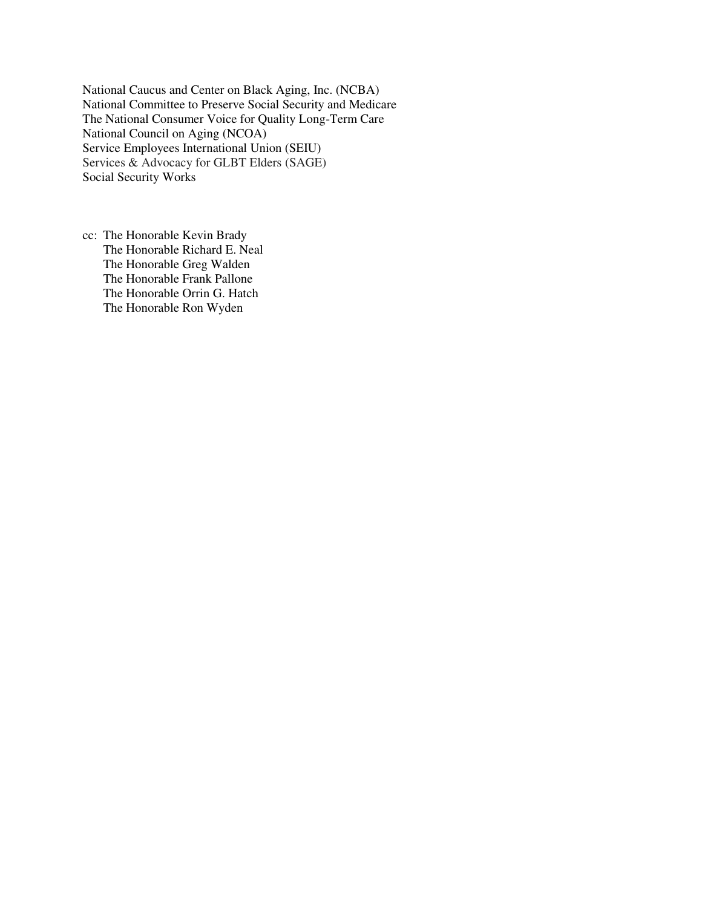National Caucus and Center on Black Aging, Inc. (NCBA)
National Committee to Preserve Social Security and Medicare
The National Consumer Voice for Quality Long-Term Care
National Council on Aging (NCOA)
Service Employees International Union (SEIU)
Services & Advocacy for GLBT Elders (SAGE)
Social Security Works

cc: The Honorable Kevin Brady
The Honorable Richard E. Neal
The Honorable Greg Walden
The Honorable Frank Pallone
The Honorable Orrin G. Hatch
The Honorable Ron Wyden